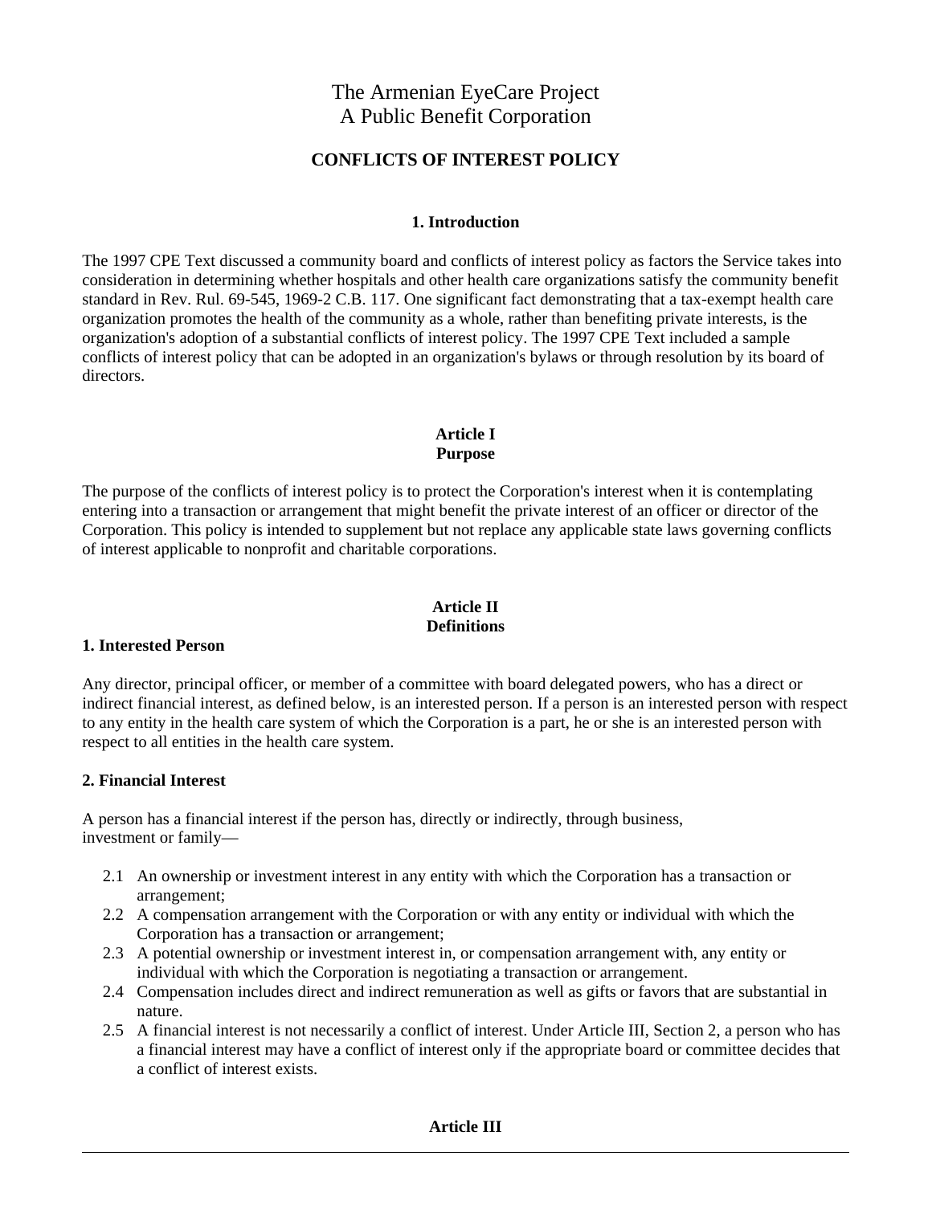# The Armenian EyeCare Project
# A Public Benefit Corporation

## CONFLICTS OF INTEREST POLICY

### 1. Introduction

The 1997 CPE Text discussed a community board and conflicts of interest policy as factors the Service takes into consideration in determining whether hospitals and other health care organizations satisfy the community benefit standard in Rev. Rul. 69-545, 1969-2 C.B. 117. One significant fact demonstrating that a tax-exempt health care organization promotes the health of the community as a whole, rather than benefiting private interests, is the organization's adoption of a substantial conflicts of interest policy. The 1997 CPE Text included a sample conflicts of interest policy that can be adopted in an organization's bylaws or through resolution by its board of directors.

### Article I
### Purpose

The purpose of the conflicts of interest policy is to protect the Corporation's interest when it is contemplating entering into a transaction or arrangement that might benefit the private interest of an officer or director of the Corporation. This policy is intended to supplement but not replace any applicable state laws governing conflicts of interest applicable to nonprofit and charitable corporations.

### Article II
### Definitions

**1. Interested Person**

Any director, principal officer, or member of a committee with board delegated powers, who has a direct or indirect financial interest, as defined below, is an interested person. If a person is an interested person with respect to any entity in the health care system of which the Corporation is a part, he or she is an interested person with respect to all entities in the health care system.

**2. Financial Interest**

A person has a financial interest if the person has, directly or indirectly, through business, investment or family—

- 2.1 An ownership or investment interest in any entity with which the Corporation has a transaction or arrangement;
- 2.2 A compensation arrangement with the Corporation or with any entity or individual with which the Corporation has a transaction or arrangement;
- 2.3 A potential ownership or investment interest in, or compensation arrangement with, any entity or individual with which the Corporation is negotiating a transaction or arrangement.
- 2.4 Compensation includes direct and indirect remuneration as well as gifts or favors that are substantial in nature.
- 2.5 A financial interest is not necessarily a conflict of interest. Under Article III, Section 2, a person who has a financial interest may have a conflict of interest only if the appropriate board or committee decides that a conflict of interest exists.

### Article III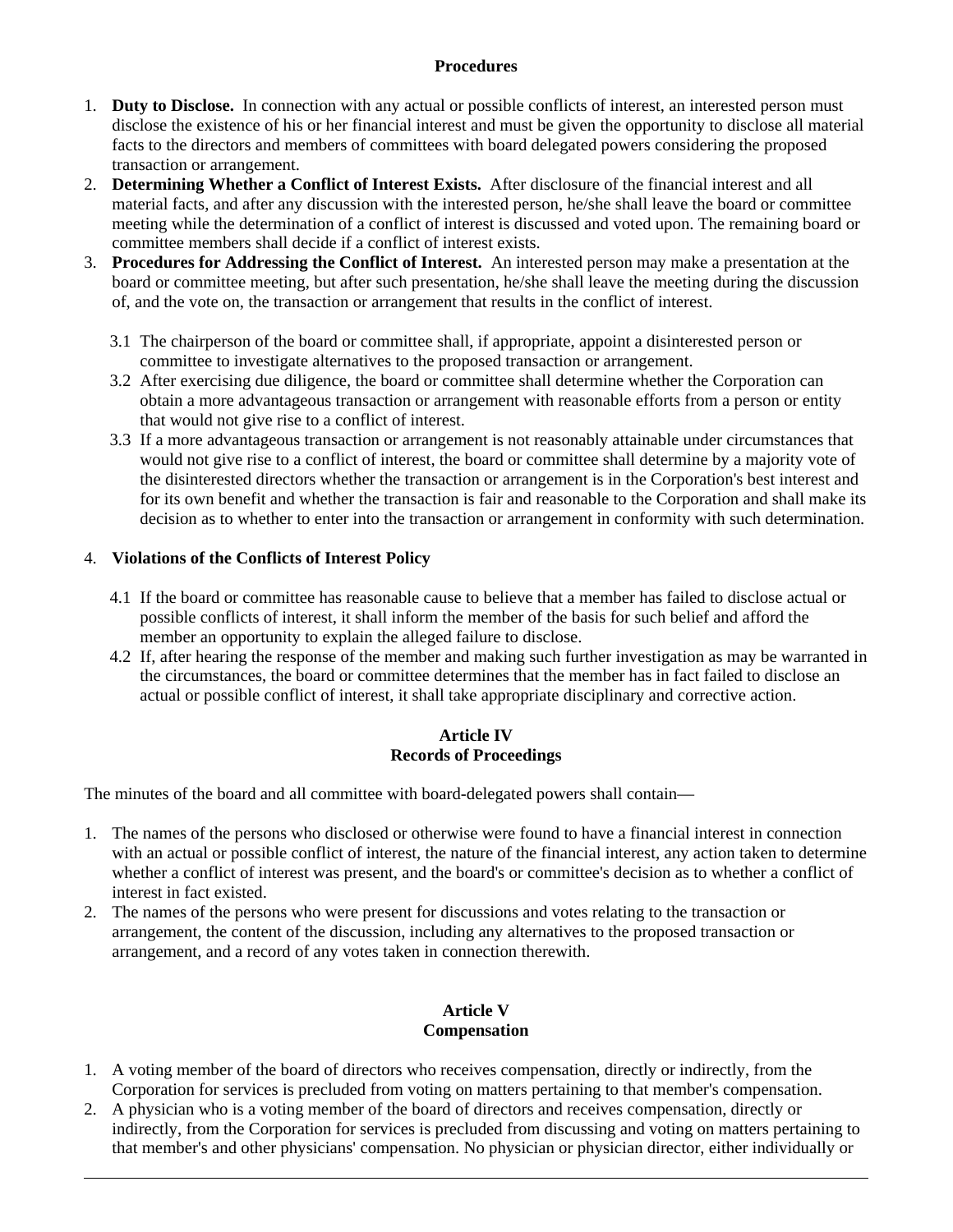**Procedures**

1. **Duty to Disclose.** In connection with any actual or possible conflicts of interest, an interested person must disclose the existence of his or her financial interest and must be given the opportunity to disclose all material facts to the directors and members of committees with board delegated powers considering the proposed transaction or arrangement.
2. **Determining Whether a Conflict of Interest Exists.** After disclosure of the financial interest and all material facts, and after any discussion with the interested person, he/she shall leave the board or committee meeting while the determination of a conflict of interest is discussed and voted upon. The remaining board or committee members shall decide if a conflict of interest exists.
3. **Procedures for Addressing the Conflict of Interest.** An interested person may make a presentation at the board or committee meeting, but after such presentation, he/she shall leave the meeting during the discussion of, and the vote on, the transaction or arrangement that results in the conflict of interest.

   3.1 The chairperson of the board or committee shall, if appropriate, appoint a disinterested person or committee to investigate alternatives to the proposed transaction or arrangement.

   3.2 After exercising due diligence, the board or committee shall determine whether the Corporation can obtain a more advantageous transaction or arrangement with reasonable efforts from a person or entity that would not give rise to a conflict of interest.

   3.3 If a more advantageous transaction or arrangement is not reasonably attainable under circumstances that would not give rise to a conflict of interest, the board or committee shall determine by a majority vote of the disinterested directors whether the transaction or arrangement is in the Corporation's best interest and for its own benefit and whether the transaction is fair and reasonable to the Corporation and shall make its decision as to whether to enter into the transaction or arrangement in conformity with such determination.

4. **Violations of the Conflicts of Interest Policy**

   4.1 If the board or committee has reasonable cause to believe that a member has failed to disclose actual or possible conflicts of interest, it shall inform the member of the basis for such belief and afford the member an opportunity to explain the alleged failure to disclose.

   4.2 If, after hearing the response of the member and making such further investigation as may be warranted in the circumstances, the board or committee determines that the member has in fact failed to disclose an actual or possible conflict of interest, it shall take appropriate disciplinary and corrective action.

## Article IV
## Records of Proceedings

The minutes of the board and all committee with board-delegated powers shall contain—

1. The names of the persons who disclosed or otherwise were found to have a financial interest in connection with an actual or possible conflict of interest, the nature of the financial interest, any action taken to determine whether a conflict of interest was present, and the board's or committee's decision as to whether a conflict of interest in fact existed.
2. The names of the persons who were present for discussions and votes relating to the transaction or arrangement, the content of the discussion, including any alternatives to the proposed transaction or arrangement, and a record of any votes taken in connection therewith.

## Article V
## Compensation

1. A voting member of the board of directors who receives compensation, directly or indirectly, from the Corporation for services is precluded from voting on matters pertaining to that member's compensation.
2. A physician who is a voting member of the board of directors and receives compensation, directly or indirectly, from the Corporation for services is precluded from discussing and voting on matters pertaining to that member's and other physicians' compensation. No physician or physician director, either individually or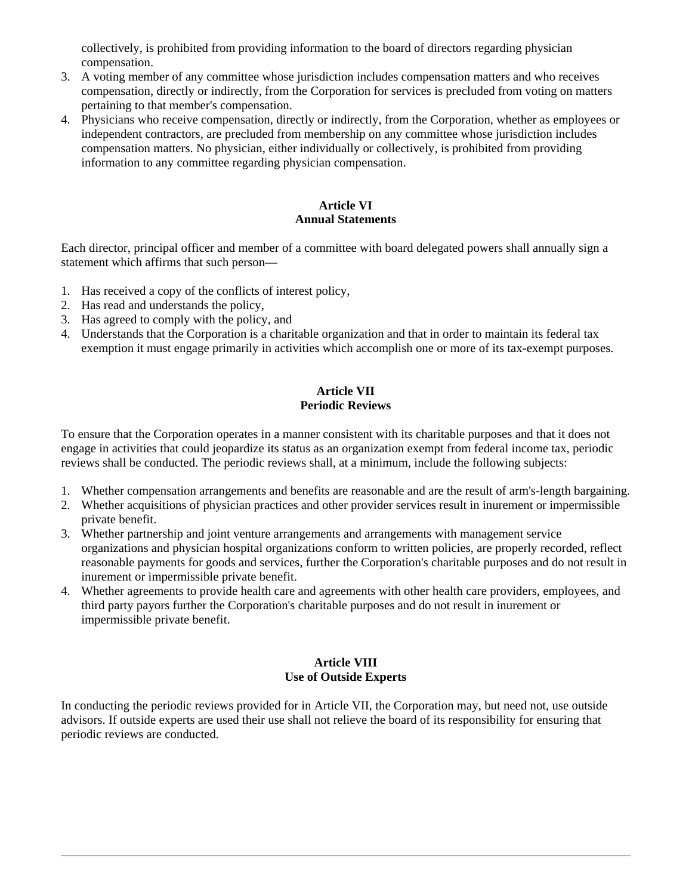collectively, is prohibited from providing information to the board of directors regarding physician compensation.

3. A voting member of any committee whose jurisdiction includes compensation matters and who receives compensation, directly or indirectly, from the Corporation for services is precluded from voting on matters pertaining to that member's compensation.
4. Physicians who receive compensation, directly or indirectly, from the Corporation, whether as employees or independent contractors, are precluded from membership on any committee whose jurisdiction includes compensation matters. No physician, either individually or collectively, is prohibited from providing information to any committee regarding physician compensation.

## Article VI
## Annual Statements

Each director, principal officer and member of a committee with board delegated powers shall annually sign a statement which affirms that such person—

1. Has received a copy of the conflicts of interest policy,
2. Has read and understands the policy,
3. Has agreed to comply with the policy, and
4. Understands that the Corporation is a charitable organization and that in order to maintain its federal tax exemption it must engage primarily in activities which accomplish one or more of its tax-exempt purposes.

## Article VII
## Periodic Reviews

To ensure that the Corporation operates in a manner consistent with its charitable purposes and that it does not engage in activities that could jeopardize its status as an organization exempt from federal income tax, periodic reviews shall be conducted. The periodic reviews shall, at a minimum, include the following subjects:

1. Whether compensation arrangements and benefits are reasonable and are the result of arm's-length bargaining.
2. Whether acquisitions of physician practices and other provider services result in inurement or impermissible private benefit.
3. Whether partnership and joint venture arrangements and arrangements with management service organizations and physician hospital organizations conform to written policies, are properly recorded, reflect reasonable payments for goods and services, further the Corporation's charitable purposes and do not result in inurement or impermissible private benefit.
4. Whether agreements to provide health care and agreements with other health care providers, employees, and third party payors further the Corporation's charitable purposes and do not result in inurement or impermissible private benefit.

## Article VIII
## Use of Outside Experts

In conducting the periodic reviews provided for in Article VII, the Corporation may, but need not, use outside advisors. If outside experts are used their use shall not relieve the board of its responsibility for ensuring that periodic reviews are conducted.